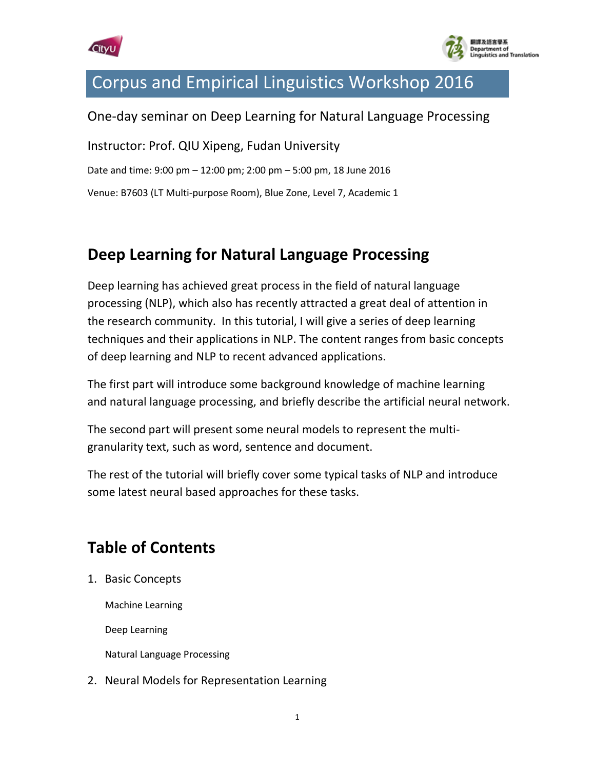# Corpus and Empirical Linguistics Workshop 2016

One-day seminar on Deep Learning for Natural Language Processing

Instructor: Prof. QIU Xipeng, Fudan University

Date and time: 9:00 pm – 12:00 pm; 2:00 pm – 5:00 pm, 18 June 2016

Venue: B7603 (LT Multi-purpose Room), Blue Zone, Level 7, Academic 1

## Deep Learning for Natural Language Processing

Deep learning has achieved great process in the field of natural language processing (NLP), which also has recently attracted a great deal of attention in the research community. In this tutorial, I will give a series of deep learning techniques and their applications in NLP. The content ranges from basic concepts of deep learning and NLP to recent advanced applications.

The first part will introduce some background knowledge of machine learning and natural language processing, and briefly describe the artificial neural network.

The second part will present some neural models to represent the multi-granularity text, such as word, sentence and document.

The rest of the tutorial will briefly cover some typical tasks of NLP and introduce some latest neural based approaches for these tasks.

## Table of Contents

1. Basic Concepts

    Machine Learning

    Deep Learning

    Natural Language Processing

2. Neural Models for Representation Learning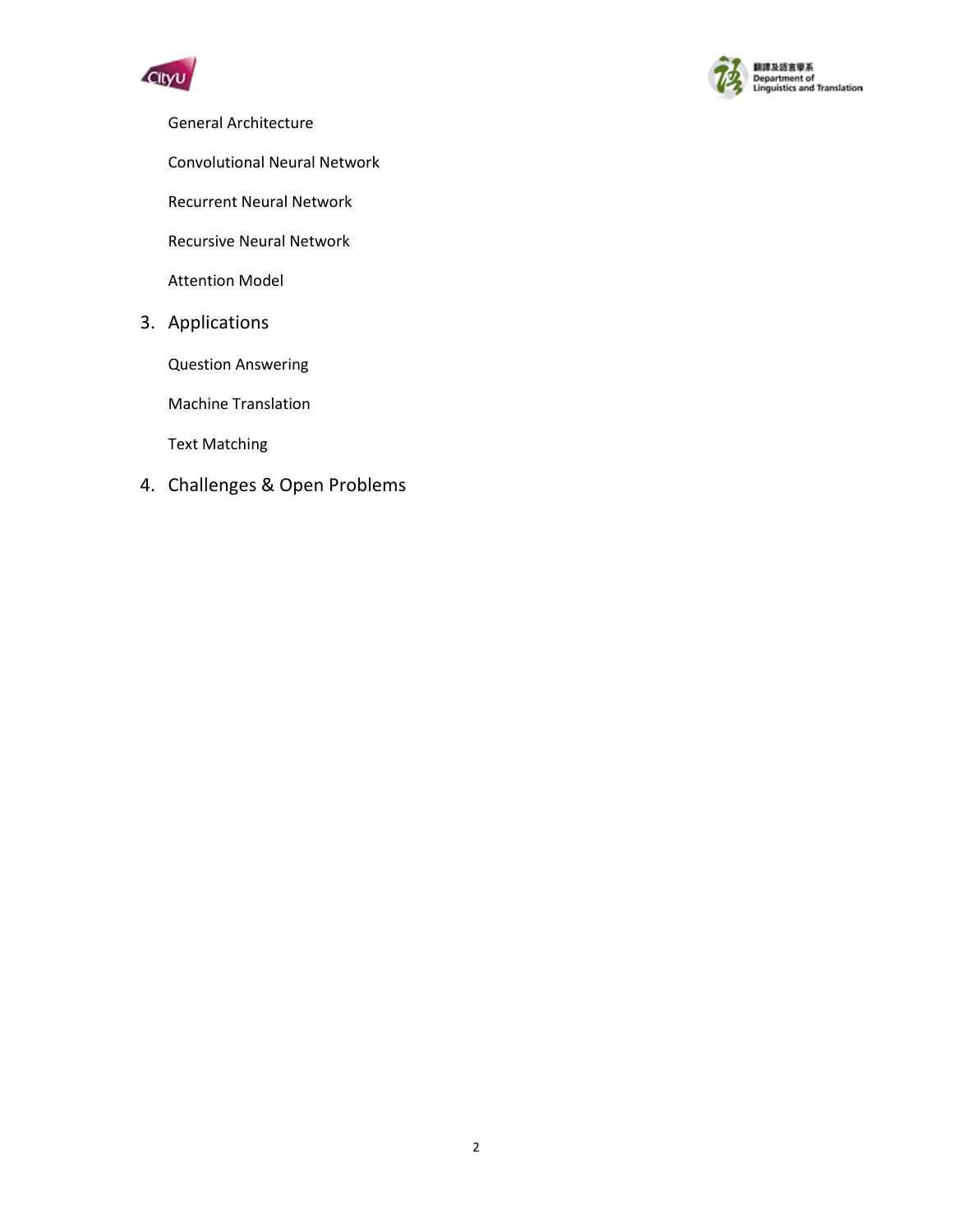General Architecture

Convolutional Neural Network

Recurrent Neural Network

Recursive Neural Network

Attention Model

3. Applications

Question Answering

Machine Translation

Text Matching

4. Challenges & Open Problems